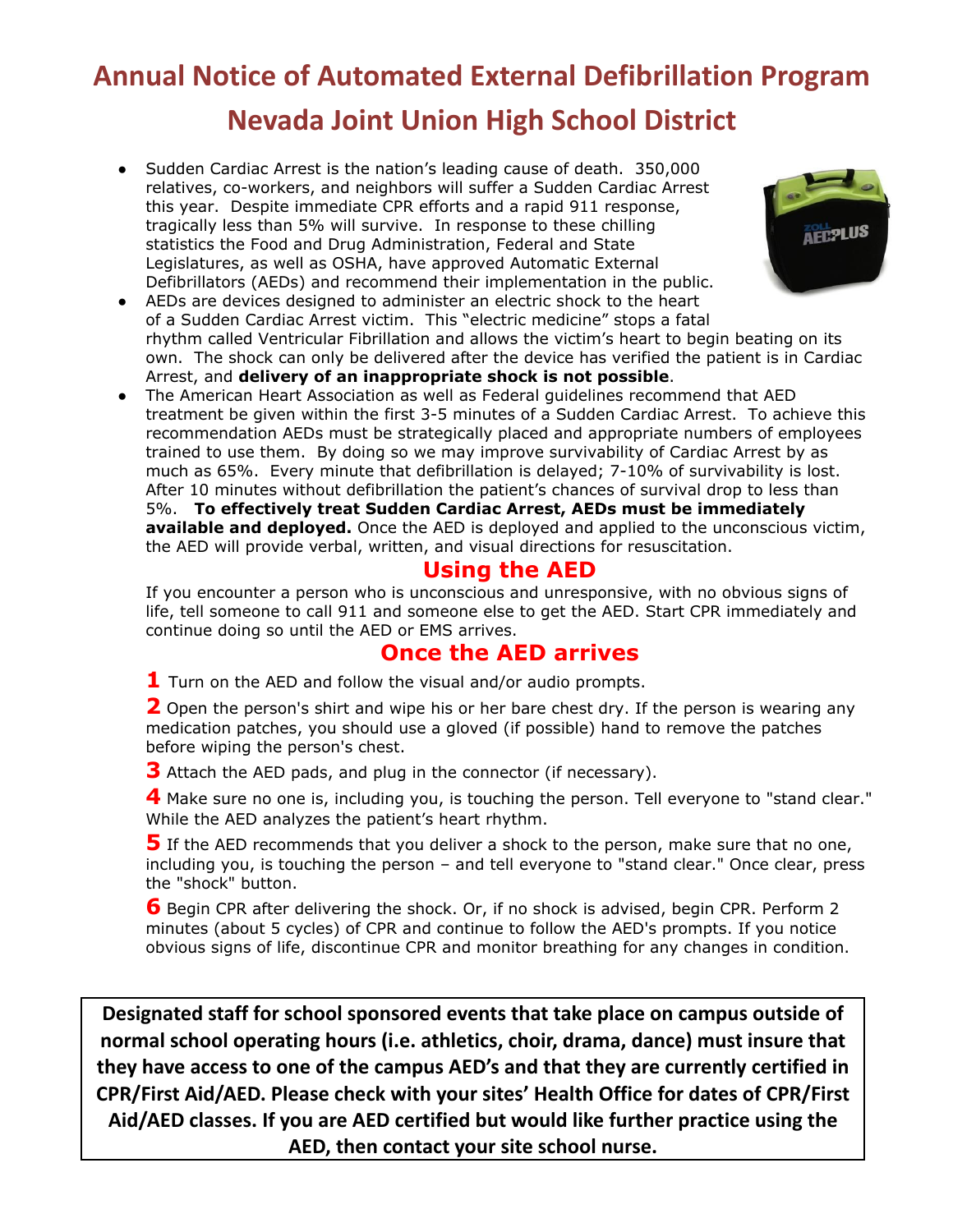# Annual Notice of Automated External Defibrillation Program

## Nevada Joint Union High School District

- Sudden Cardiac Arrest is the nation's leading cause of death. 350,000 relatives, co-workers, and neighbors will suffer a Sudden Cardiac Arrest this year. Despite immediate CPR efforts and a rapid 911 response, tragically less than 5% will survive. In response to these chilling statistics the Food and Drug Administration, Federal and State Legislatures, as well as OSHA, have approved Automatic External Defibrillators (AEDs) and recommend their implementation in the public.
- AEDs are devices designed to administer an electric shock to the heart of a Sudden Cardiac Arrest victim. This "electric medicine" stops a fatal rhythm called Ventricular Fibrillation and allows the victim's heart to begin beating on its own. The shock can only be delivered after the device has verified the patient is in Cardiac Arrest, and **delivery of an inappropriate shock is not possible**.
- The American Heart Association as well as Federal guidelines recommend that AED treatment be given within the first 3-5 minutes of a Sudden Cardiac Arrest. To achieve this recommendation AEDs must be strategically placed and appropriate numbers of employees trained to use them. By doing so we may improve survivability of Cardiac Arrest by as much as 65%. Every minute that defibrillation is delayed; 7-10% of survivability is lost. After 10 minutes without defibrillation the patient's chances of survival drop to less than 5%. **To effectively treat Sudden Cardiac Arrest, AEDs must be immediately available and deployed.** Once the AED is deployed and applied to the unconscious victim, the AED will provide verbal, written, and visual directions for resuscitation.

### Using the AED

If you encounter a person who is unconscious and unresponsive, with no obvious signs of life, tell someone to call 911 and someone else to get the AED. Start CPR immediately and continue doing so until the AED or EMS arrives.

### Once the AED arrives

**1** Turn on the AED and follow the visual and/or audio prompts.

**2** Open the person's shirt and wipe his or her bare chest dry. If the person is wearing any medication patches, you should use a gloved (if possible) hand to remove the patches before wiping the person's chest.

**3** Attach the AED pads, and plug in the connector (if necessary).

**4** Make sure no one is, including you, is touching the person. Tell everyone to "stand clear." While the AED analyzes the patient's heart rhythm.

**5** If the AED recommends that you deliver a shock to the person, make sure that no one, including you, is touching the person – and tell everyone to "stand clear." Once clear, press the "shock" button.

**6** Begin CPR after delivering the shock. Or, if no shock is advised, begin CPR. Perform 2 minutes (about 5 cycles) of CPR and continue to follow the AED's prompts. If you notice obvious signs of life, discontinue CPR and monitor breathing for any changes in condition.

**Designated staff for school sponsored events that take place on campus outside of normal school operating hours (i.e. athletics, choir, drama, dance) must insure that they have access to one of the campus AED's and that they are currently certified in CPR/First Aid/AED. Please check with your sites' Health Office for dates of CPR/First Aid/AED classes. If you are AED certified but would like further practice using the AED, then contact your site school nurse.**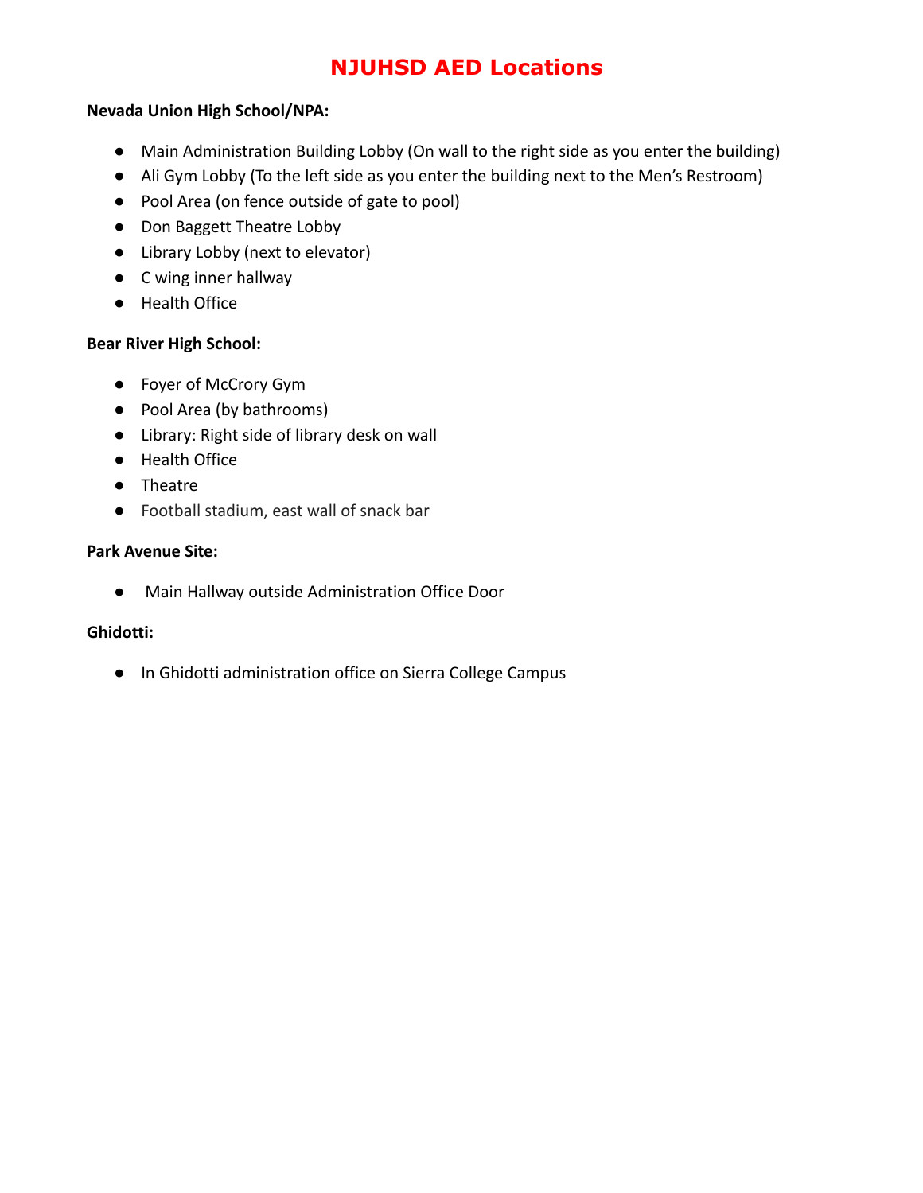# NJUHSD AED Locations

**Nevada Union High School/NPA:**

- Main Administration Building Lobby (On wall to the right side as you enter the building)
- Ali Gym Lobby (To the left side as you enter the building next to the Men's Restroom)
- Pool Area (on fence outside of gate to pool)
- Don Baggett Theatre Lobby
- Library Lobby (next to elevator)
- C wing inner hallway
- Health Office

**Bear River High School:**

- Foyer of McCrory Gym
- Pool Area (by bathrooms)
- Library: Right side of library desk on wall
- Health Office
- Theatre
- Football stadium, east wall of snack bar

**Park Avenue Site:**

- Main Hallway outside Administration Office Door

**Ghidotti:**

- In Ghidotti administration office on Sierra College Campus